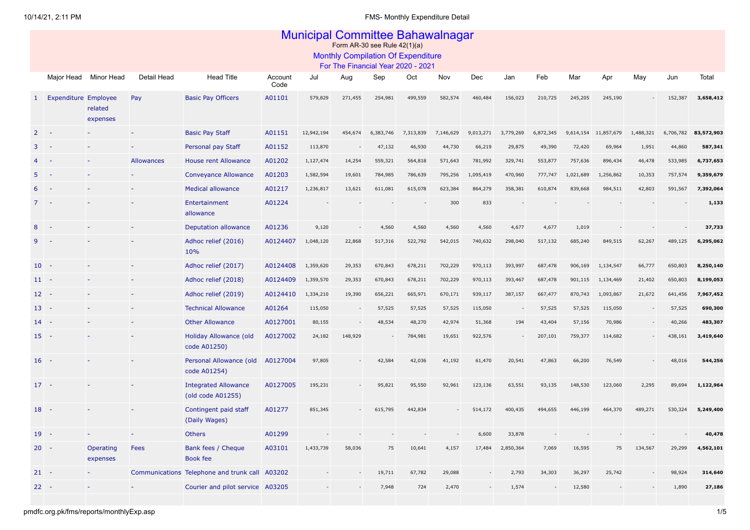# Municipal Committee Bahawalnagar

Form AR-30 see Rule 42(1)(a)

Monthly Compilation Of Expenditure

For The Financial Year 2020 - 2021

| | Major Head | Minor Head | Detail Head | Head Title | Account Code | Jul | Aug | Sep | Oct | Nov | Dec | Jan | Feb | Mar | Apr | May | Jun | Total |
|---|---|---|---|---|---|---|---|---|---|---|---|---|---|---|---|---|---|---|
| 1 | Expenditure | Employee related expenses | Pay | Basic Pay Officers | A01101 | 579,829 | 271,455 | 254,981 | 499,559 | 582,574 | 460,484 | 156,023 | 210,725 | 245,205 | 245,190 | - | 152,387 | **3,658,412** |
| 2 | - | - | - | Basic Pay Staff | A01151 | 12,942,194 | 454,674 | 6,383,746 | 7,313,839 | 7,146,629 | 9,013,271 | 3,779,269 | 6,872,345 | 9,614,154 | 11,857,679 | 1,488,321 | 6,706,782 | **83,572,903** |
| 3 | - | - | - | Personal pay Staff | A01152 | 113,870 | - | 47,132 | 46,930 | 44,730 | 66,219 | 29,875 | 49,390 | 72,420 | 69,964 | 1,951 | 44,860 | **587,341** |
| 4 | - | - | Allowances | House rent Allowance | A01202 | 1,127,474 | 14,254 | 559,321 | 564,818 | 571,643 | 781,992 | 329,741 | 553,877 | 757,636 | 896,434 | 46,478 | 533,985 | **6,737,653** |
| 5 | - | - | - | Conveyance Allowance | A01203 | 1,582,594 | 19,601 | 784,985 | 786,639 | 795,256 | 1,095,419 | 470,960 | 777,747 | 1,021,689 | 1,256,862 | 10,353 | 757,574 | **9,359,679** |
| 6 | - | - | - | Medical allowance | A01217 | 1,236,817 | 13,621 | 611,081 | 615,078 | 623,384 | 864,279 | 358,381 | 610,874 | 839,668 | 984,511 | 42,803 | 591,567 | **7,392,064** |
| 7 | - | - | - | Entertainment allowance | A01224 | - | - | - | - | 300 | 833 | - | - | - | - | - | - | **1,133** |
| 8 | - | - | - | Deputation allowance | A01236 | 9,120 | - | 4,560 | 4,560 | 4,560 | 4,560 | 4,677 | 4,677 | 1,019 | - | - | - | **37,733** |
| 9 | - | - | - | Adhoc relief (2016) 10% | A0124407 | 1,048,120 | 22,868 | 517,316 | 522,792 | 542,015 | 740,632 | 298,040 | 517,132 | 685,240 | 849,515 | 62,267 | 489,125 | **6,295,062** |
| 10 | - | - | - | Adhoc relief (2017) | A0124408 | 1,359,620 | 29,353 | 670,843 | 678,211 | 702,229 | 970,113 | 393,997 | 687,478 | 906,169 | 1,134,547 | 66,777 | 650,803 | **8,250,140** |
| 11 | - | - | - | Adhoc relief (2018) | A0124409 | 1,359,570 | 29,353 | 670,843 | 678,211 | 702,229 | 970,113 | 393,467 | 687,478 | 901,115 | 1,134,469 | 21,402 | 650,803 | **8,199,053** |
| 12 | - | - | - | Adhoc relief (2019) | A0124410 | 1,334,210 | 19,390 | 656,221 | 665,971 | 670,171 | 939,117 | 387,157 | 667,477 | 870,743 | 1,093,867 | 21,672 | 641,456 | **7,967,452** |
| 13 | - | - | - | Technical Allowance | A01264 | 115,050 | - | 57,525 | 57,525 | 57,525 | 115,050 | - | 57,525 | 57,525 | 115,050 | - | 57,525 | **690,300** |
| 14 | - | - | - | Other Allowance | A0127001 | 80,155 | - | 48,534 | 48,270 | 42,974 | 51,368 | 194 | 43,404 | 57,156 | 70,986 | - | 40,266 | **483,307** |
| 15 | - | - | - | Holiday Allowance (old code A01250) | A0127002 | 24,182 | 148,929 | - | 784,981 | 19,651 | 922,576 | - | 207,101 | 759,377 | 114,682 | - | 438,161 | **3,419,640** |
| 16 | - | - | - | Personal Allowance (old code A01254) | A0127004 | 97,805 | - | 42,584 | 42,036 | 41,192 | 61,470 | 20,541 | 47,863 | 66,200 | 76,549 | - | 48,016 | **544,256** |
| 17 | - | - | - | Integrated Allowance (old code A01255) | A0127005 | 195,231 | - | 95,821 | 95,550 | 92,961 | 123,136 | 63,551 | 93,135 | 148,530 | 123,060 | 2,295 | 89,694 | **1,122,964** |
| 18 | - | - | - | Contingent paid staff (Daily Wages) | A01277 | 851,345 | - | 615,795 | 442,834 | - | 514,172 | 400,435 | 494,655 | 446,199 | 464,370 | 489,271 | 530,324 | **5,249,400** |
| 19 | - | - | - | Others | A01299 | - | - | - | - | - | 6,600 | 33,878 | - | - | - | - | - | **40,478** |
| 20 | - | Operating expenses | Fees | Bank fees / Cheque Book fee | A03101 | 1,433,739 | 58,036 | 75 | 10,641 | 4,157 | 17,484 | 2,850,364 | 7,069 | 16,595 | 75 | 134,567 | 29,299 | **4,562,101** |
| 21 | - | - | Communications | Telephone and trunk call | A03202 | - | - | 19,711 | 67,782 | 29,088 | - | 2,793 | 34,303 | 36,297 | 25,742 | - | 98,924 | **314,640** |
| 22 | - | - | - | Courier and pilot service | A03205 | - | - | 7,948 | 724 | 2,470 | - | 1,574 | - | 12,580 | - | - | 1,890 | **27,186** |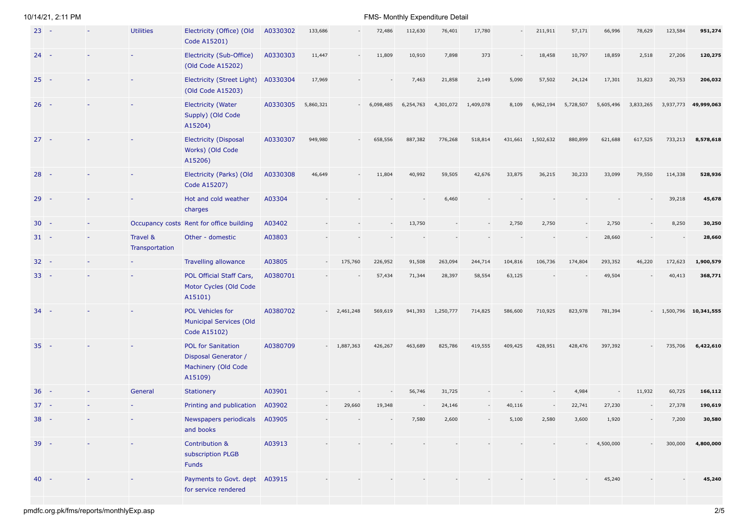| | | | | | | | | | | | | | | | | | | |
|---|---|---|---|---|---|---|---|---|---|---|---|---|---|---|---|---|---|---|
| 23 | - | - | Utilities | Electricity (Office) (Old Code A15201) | A0330302 | 133,686 | - | 72,486 | 112,630 | 76,401 | 17,780 | - | 211,911 | 57,171 | 66,996 | 78,629 | 123,584 | **951,274** |
| 24 | - | - | - | Electricity (Sub-Office) (Old Code A15202) | A0330303 | 11,447 | - | 11,809 | 10,910 | 7,898 | 373 | - | 18,458 | 10,797 | 18,859 | 2,518 | 27,206 | **120,275** |
| 25 | - | - | - | Electricity (Street Light) (Old Code A15203) | A0330304 | 17,969 | - | - | 7,463 | 21,858 | 2,149 | 5,090 | 57,502 | 24,124 | 17,301 | 31,823 | 20,753 | **206,032** |
| 26 | - | - | - | Electricity (Water Supply) (Old Code A15204) | A0330305 | 5,860,321 | - | 6,098,485 | 6,254,763 | 4,301,072 | 1,409,078 | 8,109 | 6,962,194 | 5,728,507 | 5,605,496 | 3,833,265 | 3,937,773 | **49,999,063** |
| 27 | - | - | - | Electricity (Disposal Works) (Old Code A15206) | A0330307 | 949,980 | - | 658,556 | 887,382 | 776,268 | 518,814 | 431,661 | 1,502,632 | 880,899 | 621,688 | 617,525 | 733,213 | **8,578,618** |
| 28 | - | - | - | Electricity (Parks) (Old Code A15207) | A0330308 | 46,649 | - | 11,804 | 40,992 | 59,505 | 42,676 | 33,875 | 36,215 | 30,233 | 33,099 | 79,550 | 114,338 | **528,936** |
| 29 | - | - | - | Hot and cold weather charges | A03304 | - | - | - | - | 6,460 | - | - | - | - | - | - | 39,218 | **45,678** |
| 30 | - | - | Occupancy costs | Rent for office building | A03402 | - | - | - | 13,750 | - | - | 2,750 | 2,750 | - | 2,750 | - | 8,250 | **30,250** |
| 31 | - | - | Travel & Transportation | Other - domestic | A03803 | - | - | - | - | - | - | - | - | - | 28,660 | - | - | **28,660** |
| 32 | - | - | - | Travelling allowance | A03805 | - | 175,760 | 226,952 | 91,508 | 263,094 | 244,714 | 104,816 | 106,736 | 174,804 | 293,352 | 46,220 | 172,623 | **1,900,579** |
| 33 | - | - | - | POL Official Staff Cars, Motor Cycles (Old Code A15101) | A0380701 | - | - | 57,434 | 71,344 | 28,397 | 58,554 | 63,125 | - | - | 49,504 | - | 40,413 | **368,771** |
| 34 | - | - | - | POL Vehicles for Municipal Services (Old Code A15102) | A0380702 | - | 2,461,248 | 569,619 | 941,393 | 1,250,777 | 714,825 | 586,600 | 710,925 | 823,978 | 781,394 | - | 1,500,796 | **10,341,555** |
| 35 | - | - | - | POL for Sanitation Disposal Generator / Machinery (Old Code A15109) | A0380709 | - | 1,887,363 | 426,267 | 463,689 | 825,786 | 419,555 | 409,425 | 428,951 | 428,476 | 397,392 | - | 735,706 | **6,422,610** |
| 36 | - | - | General | Stationery | A03901 | - | - | - | 56,746 | 31,725 | - | - | - | 4,984 | - | 11,932 | 60,725 | **166,112** |
| 37 | - | - | - | Printing and publication | A03902 | - | 29,660 | 19,348 | - | 24,146 | - | 40,116 | - | 22,741 | 27,230 | - | 27,378 | **190,619** |
| 38 | - | - | - | Newspapers periodicals and books | A03905 | - | - | - | 7,580 | 2,600 | - | 5,100 | 2,580 | 3,600 | 1,920 | - | 7,200 | **30,580** |
| 39 | - | - | - | Contribution & subscription PLGB Funds | A03913 | - | - | - | - | - | - | - | - | - | 4,500,000 | - | 300,000 | **4,800,000** |
| 40 | - | - | - | Payments to Govt. dept for service rendered | A03915 | - | - | - | - | - | - | - | - | - | 45,240 | - | - | **45,240** |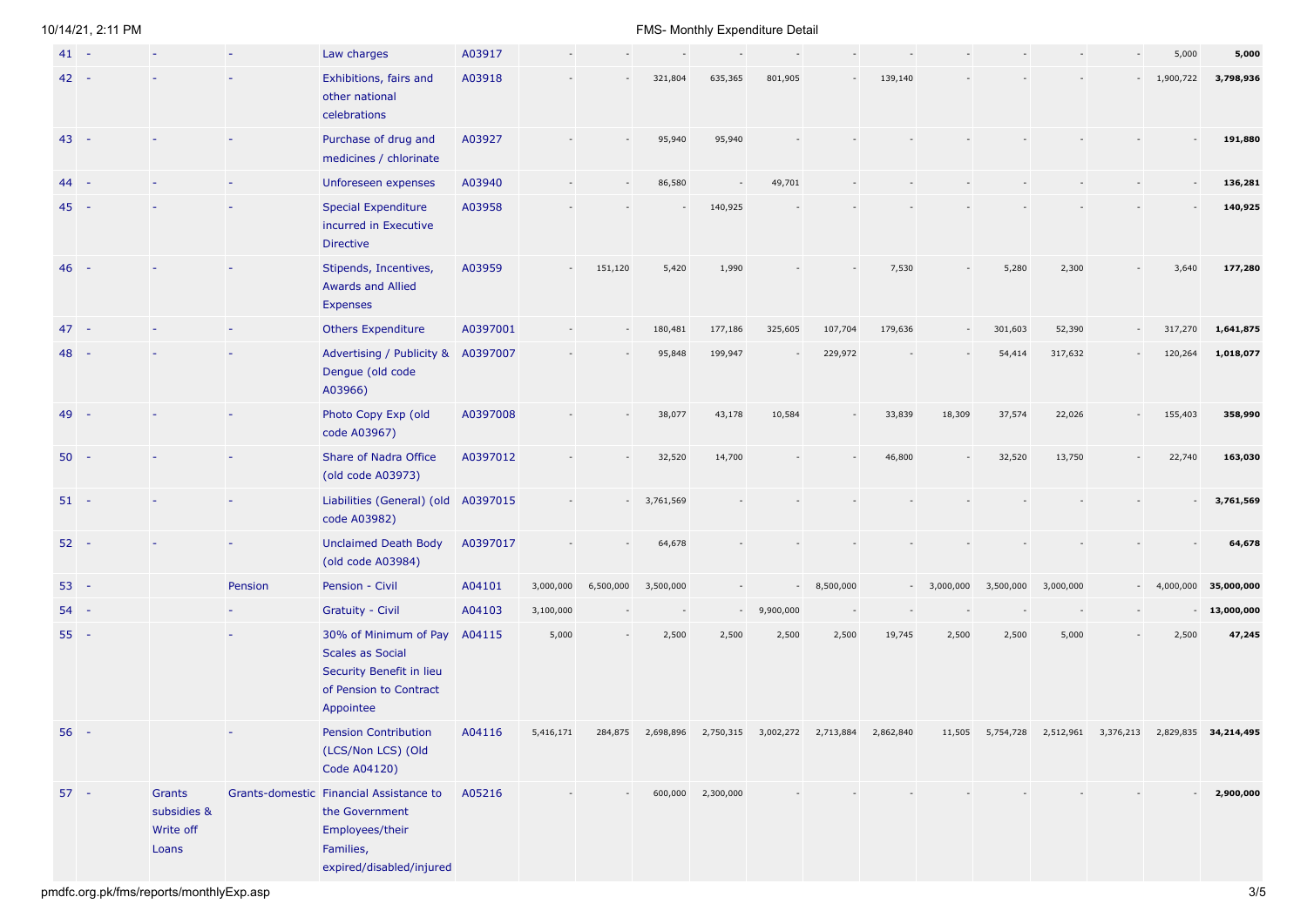| | | | | | | | | | | | | | | | | | | |
|---|---|---|---|---|---|---|---|---|---|---|---|---|---|---|---|---|---|---|
| 41 | - | - | - | Law charges | A03917 | - | - | - | - | - | - | - | - | - | - | - | 5,000 | **5,000** |
| 42 | - | - | - | Exhibitions, fairs and other national celebrations | A03918 | - | - | 321,804 | 635,365 | 801,905 | - | 139,140 | - | - | - | - | 1,900,722 | **3,798,936** |
| 43 | - | - | - | Purchase of drug and medicines / chlorinate | A03927 | - | - | 95,940 | 95,940 | - | - | - | - | - | - | - | - | **191,880** |
| 44 | - | - | - | Unforeseen expenses | A03940 | - | - | 86,580 | - | 49,701 | - | - | - | - | - | - | - | **136,281** |
| 45 | - | - | - | Special Expenditure incurred in Executive Directive | A03958 | - | - | - | 140,925 | - | - | - | - | - | - | - | - | **140,925** |
| 46 | - | - | - | Stipends, Incentives, Awards and Allied Expenses | A03959 | - | 151,120 | 5,420 | 1,990 | - | - | 7,530 | - | 5,280 | 2,300 | - | 3,640 | **177,280** |
| 47 | - | - | - | Others Expenditure | A0397001 | - | - | 180,481 | 177,186 | 325,605 | 107,704 | 179,636 | - | 301,603 | 52,390 | - | 317,270 | **1,641,875** |
| 48 | - | - | - | Advertising / Publicity & Dengue (old code A03966) | A0397007 | - | - | 95,848 | 199,947 | - | 229,972 | - | - | 54,414 | 317,632 | - | 120,264 | **1,018,077** |
| 49 | - | - | - | Photo Copy Exp (old code A03967) | A0397008 | - | - | 38,077 | 43,178 | 10,584 | - | 33,839 | 18,309 | 37,574 | 22,026 | - | 155,403 | **358,990** |
| 50 | - | - | - | Share of Nadra Office (old code A03973) | A0397012 | - | - | 32,520 | 14,700 | - | - | 46,800 | - | 32,520 | 13,750 | - | 22,740 | **163,030** |
| 51 | - | - | - | Liabilities (General) (old code A03982) | A0397015 | - | - | 3,761,569 | - | - | - | - | - | - | - | - | - | **3,761,569** |
| 52 | - | - | - | Unclaimed Death Body (old code A03984) | A0397017 | - | - | 64,678 | - | - | - | - | - | - | - | - | - | **64,678** |
| 53 | - | | Pension | Pension - Civil | A04101 | 3,000,000 | 6,500,000 | 3,500,000 | - | - | 8,500,000 | - | 3,000,000 | 3,500,000 | 3,000,000 | - | 4,000,000 | **35,000,000** |
| 54 | - | | - | Gratuity - Civil | A04103 | 3,100,000 | - | - | - | 9,900,000 | - | - | - | - | - | - | - | **13,000,000** |
| 55 | - | | - | 30% of Minimum of Pay Scales as Social Security Benefit in lieu of Pension to Contract Appointee | A04115 | 5,000 | - | 2,500 | 2,500 | 2,500 | 2,500 | 19,745 | 2,500 | 2,500 | 5,000 | - | 2,500 | **47,245** |
| 56 | - | | - | Pension Contribution (LCS/Non LCS) (Old Code A04120) | A04116 | 5,416,171 | 284,875 | 2,698,896 | 2,750,315 | 3,002,272 | 2,713,884 | 2,862,840 | 11,505 | 5,754,728 | 2,512,961 | 3,376,213 | 2,829,835 | **34,214,495** |
| 57 | - | Grants subsidies & Write off Loans | Grants-domestic | Financial Assistance to the Government Employees/their Families, expired/disabled/injured | A05216 | - | - | 600,000 | 2,300,000 | - | - | - | - | - | - | - | - | **2,900,000** |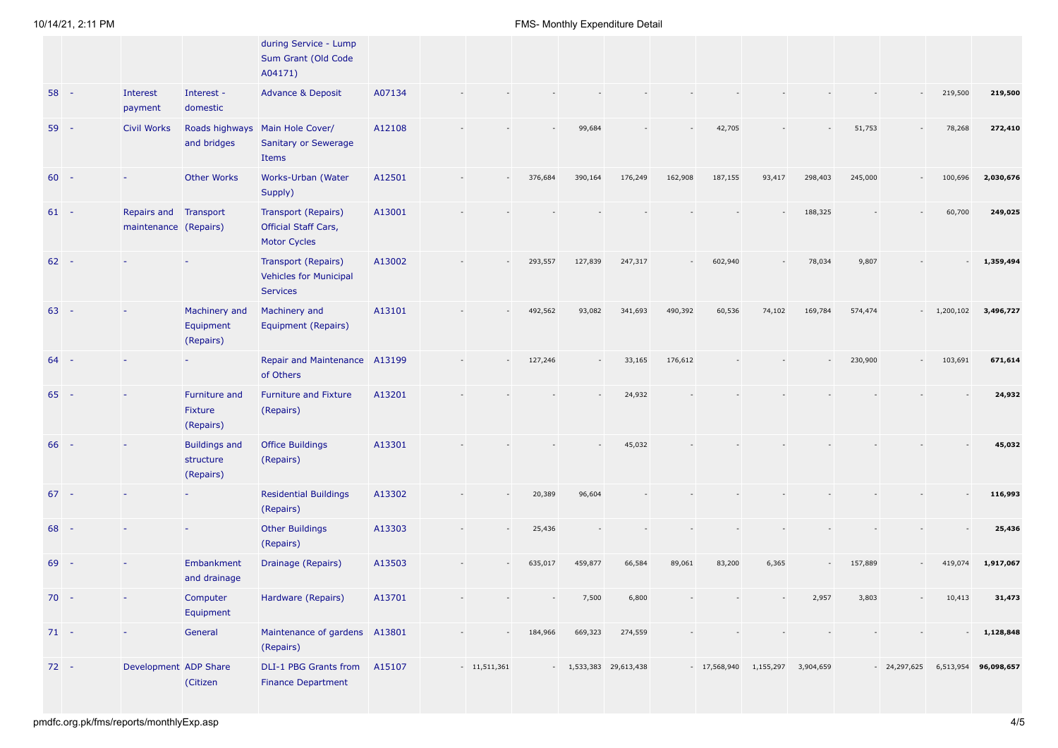| | | | | | | | | | | | | | | | | | | |
|---|---|---|---|---|---|---|---|---|---|---|---|---|---|---|---|---|---|---|
| | | | | during Service - Lump Sum Grant (Old Code A04171) | | | | | | | | | | | | | | |
| 58 | - | Interest payment | Interest - domestic | Advance & Deposit | A07134 | - | - | - | - | - | - | - | - | - | - | - | 219,500 | 219,500 |
| 59 | - | Civil Works | Roads highways and bridges | Main Hole Cover/ Sanitary or Sewerage Items | A12108 | - | - | - | 99,684 | - | - | 42,705 | - | - | 51,753 | - | 78,268 | 272,410 |
| 60 | - | - | Other Works | Works-Urban (Water Supply) | A12501 | - | - | 376,684 | 390,164 | 176,249 | 162,908 | 187,155 | 93,417 | 298,403 | 245,000 | - | 100,696 | 2,030,676 |
| 61 | - | Repairs and maintenance | Transport (Repairs) | Transport (Repairs) Official Staff Cars, Motor Cycles | A13001 | - | - | - | - | - | - | - | - | 188,325 | - | - | 60,700 | 249,025 |
| 62 | - | - | - | Transport (Repairs) Vehicles for Municipal Services | A13002 | - | - | 293,557 | 127,839 | 247,317 | - | 602,940 | - | 78,034 | 9,807 | - | - | 1,359,494 |
| 63 | - | - | Machinery and Equipment (Repairs) | Machinery and Equipment (Repairs) | A13101 | - | - | 492,562 | 93,082 | 341,693 | 490,392 | 60,536 | 74,102 | 169,784 | 574,474 | - | 1,200,102 | 3,496,727 |
| 64 | - | - | - | Repair and Maintenance of Others | A13199 | - | - | 127,246 | - | 33,165 | 176,612 | - | - | - | 230,900 | - | 103,691 | 671,614 |
| 65 | - | - | Furniture and Fixture (Repairs) | Furniture and Fixture (Repairs) | A13201 | - | - | - | - | 24,932 | - | - | - | - | - | - | - | 24,932 |
| 66 | - | - | Buildings and structure (Repairs) | Office Buildings (Repairs) | A13301 | - | - | - | - | 45,032 | - | - | - | - | - | - | - | 45,032 |
| 67 | - | - | - | Residential Buildings (Repairs) | A13302 | - | - | 20,389 | 96,604 | - | - | - | - | - | - | - | - | 116,993 |
| 68 | - | - | - | Other Buildings (Repairs) | A13303 | - | - | 25,436 | - | - | - | - | - | - | - | - | - | 25,436 |
| 69 | - | - | Embankment and drainage | Drainage (Repairs) | A13503 | - | - | 635,017 | 459,877 | 66,584 | 89,061 | 83,200 | 6,365 | - | 157,889 | - | 419,074 | 1,917,067 |
| 70 | - | - | Computer Equipment | Hardware (Repairs) | A13701 | - | - | - | 7,500 | 6,800 | - | - | - | 2,957 | 3,803 | - | 10,413 | 31,473 |
| 71 | - | - | General | Maintenance of gardens (Repairs) | A13801 | - | - | 184,966 | 669,323 | 274,559 | - | - | - | - | - | - | - | 1,128,848 |
| 72 | - | Development | ADP Share (Citizen | DLI-1 PBG Grants from Finance Department | A15107 | - | 11,511,361 | - | 1,533,383 | 29,613,438 | - | 17,568,940 | 1,155,297 | 3,904,659 | - | 24,297,625 | 6,513,954 | 96,098,657 |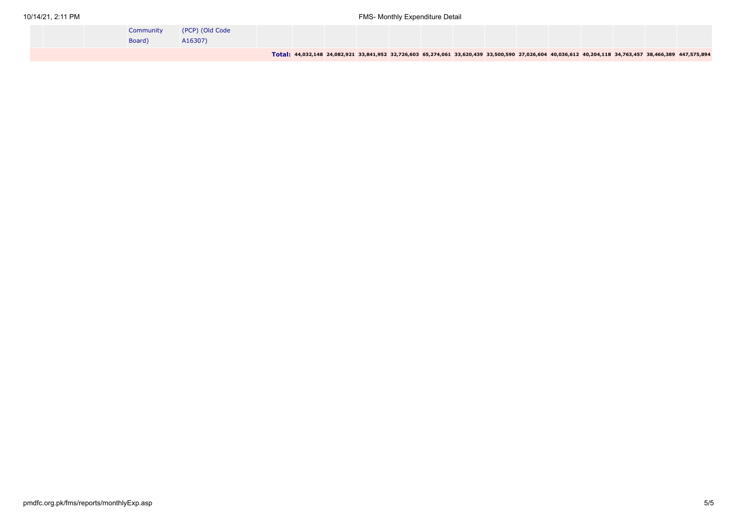| | | | | | | | | | | | | | | | | | | | |
|---|---|---|---|---|---|---|---|---|---|---|---|---|---|---|---|---|---|---|---|
| | | | Community Board) | (PCP) (Old Code A16307) | | | | | | | | | | | | | | | |
| | | | | | **Total:** | **44,032,148** | **24,082,921** | **33,841,952** | **32,726,603** | **65,274,061** | **33,620,439** | **33,500,590** | **27,026,604** | **40,036,612** | **40,204,118** | **34,763,457** | **38,466,389** | **447,575,894** | |